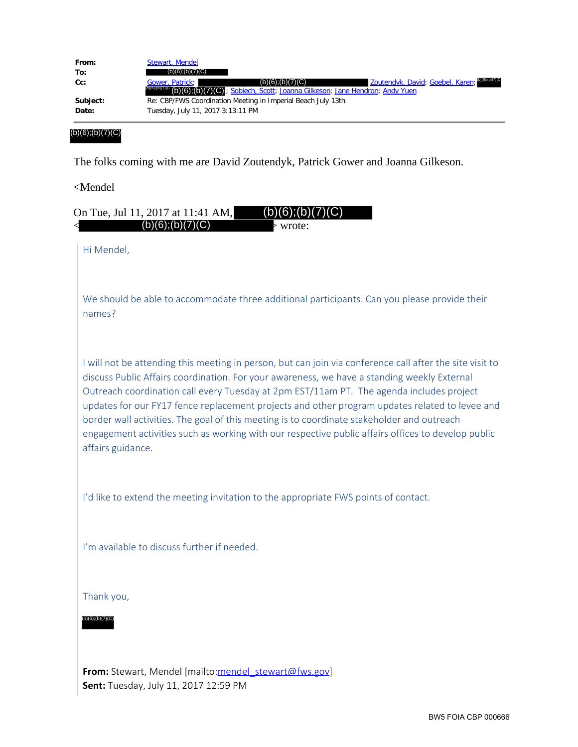**From:** Stewart, Mendel
**To:** (b)(6);(b)(7)(C)
**Cc:** Gower, Patrick; (b)(6);(b)(7)(C) Zoutendyk, David; Goebel, Karen; (b)(6);(b)(7)(C) (b)(6);(b)(7)(C) (b)(6);(b)(7)(C); Sobiech, Scott; Joanna Gilkeson; Jane Hendron; Andy Yuen
**Subject:** Re: CBP/FWS Coordination Meeting in Imperial Beach July 13th
**Date:** Tuesday, July 11, 2017 3:13:11 PM

---

(b)(6);(b)(7)(C)

The folks coming with me are David Zoutendyk, Patrick Gower and Joanna Gilkeson.

<Mendel

On Tue, Jul 11, 2017 at 11:41 AM, (b)(6);(b)(7)(C) <(b)(6);(b)(7)(C)> wrote:

> Hi Mendel,
>
> We should be able to accommodate three additional participants. Can you please provide their names?
>
> I will not be attending this meeting in person, but can join via conference call after the site visit to discuss Public Affairs coordination. For your awareness, we have a standing weekly External Outreach coordination call every Tuesday at 2pm EST/11am PT. The agenda includes project updates for our FY17 fence replacement projects and other program updates related to levee and border wall activities. The goal of this meeting is to coordinate stakeholder and outreach engagement activities such as working with our respective public affairs offices to develop public affairs guidance.
>
> I'd like to extend the meeting invitation to the appropriate FWS points of contact.
>
> I'm available to discuss further if needed.
>
> Thank you,
>
> (b)(6);(b)(7)(C)
>
> **From:** Stewart, Mendel [mailto:mendel_stewart@fws.gov]
> **Sent:** Tuesday, July 11, 2017 12:59 PM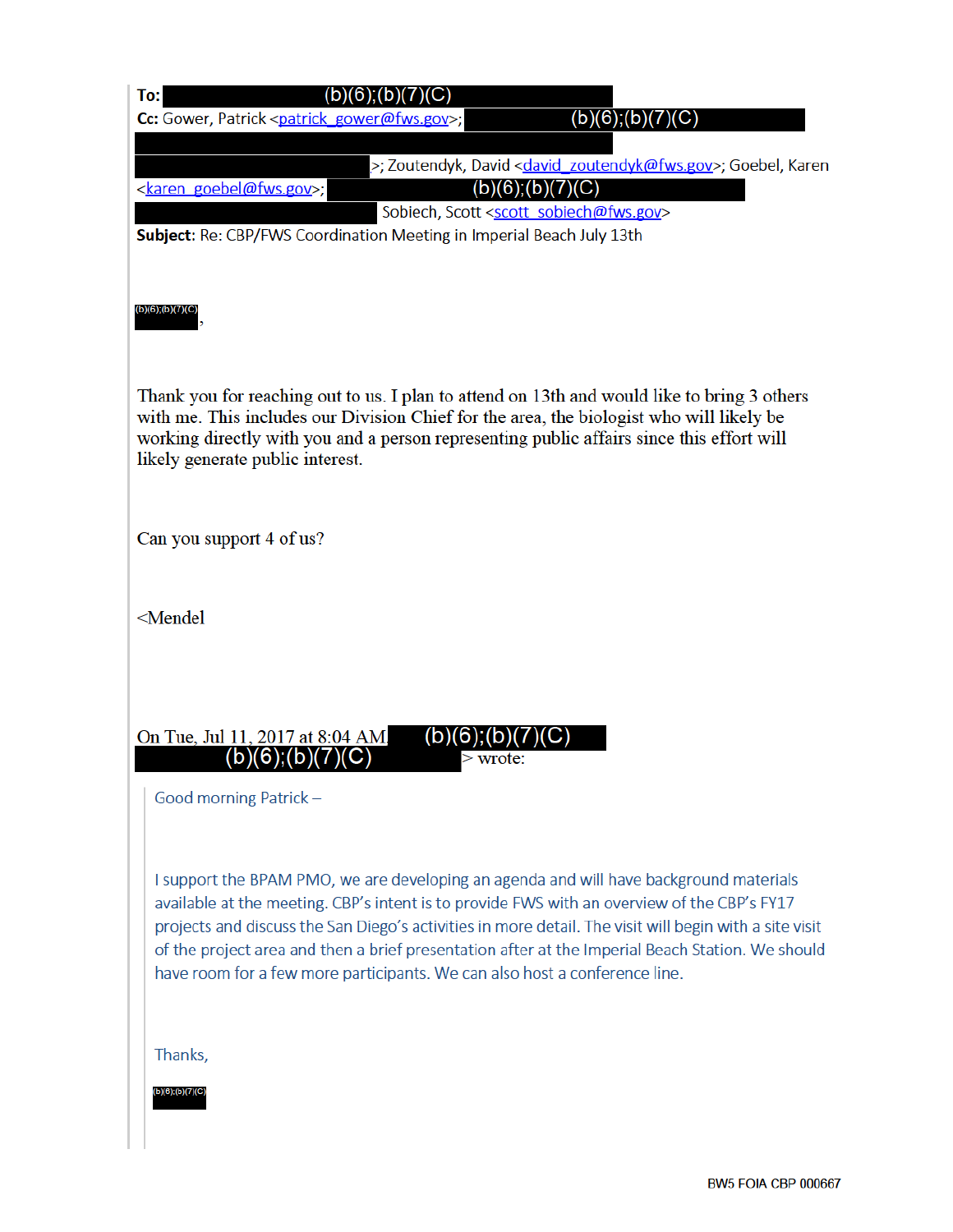**To:** (b)(6);(b)(7)(C)
**Cc:** Gower, Patrick <patrick_gower@fws.gov>; (b)(6);(b)(7)(C) >; Zoutendyk, David <david_zoutendyk@fws.gov>; Goebel, Karen <karen_goebel@fws.gov>; (b)(6);(b)(7)(C) Sobiech, Scott <scott_sobiech@fws.gov>
**Subject:** Re: CBP/FWS Coordination Meeting in Imperial Beach July 13th

(b)(6);(b)(7)(C),

Thank you for reaching out to us. I plan to attend on 13th and would like to bring 3 others with me. This includes our Division Chief for the area, the biologist who will likely be working directly with you and a person representing public affairs since this effort will likely generate public interest.

Can you support 4 of us?

<Mendel

On Tue, Jul 11, 2017 at 8:04 AM (b)(6);(b)(7)(C) (b)(6);(b)(7)(C) > wrote:

> Good morning Patrick –
>
> I support the BPAM PMO, we are developing an agenda and will have background materials available at the meeting. CBP's intent is to provide FWS with an overview of the CBP's FY17 projects and discuss the San Diego's activities in more detail. The visit will begin with a site visit of the project area and then a brief presentation after at the Imperial Beach Station. We should have room for a few more participants. We can also host a conference line.
>
> Thanks,
>
> (b)(6);(b)(7)(C)

BW5 FOIA CBP 000667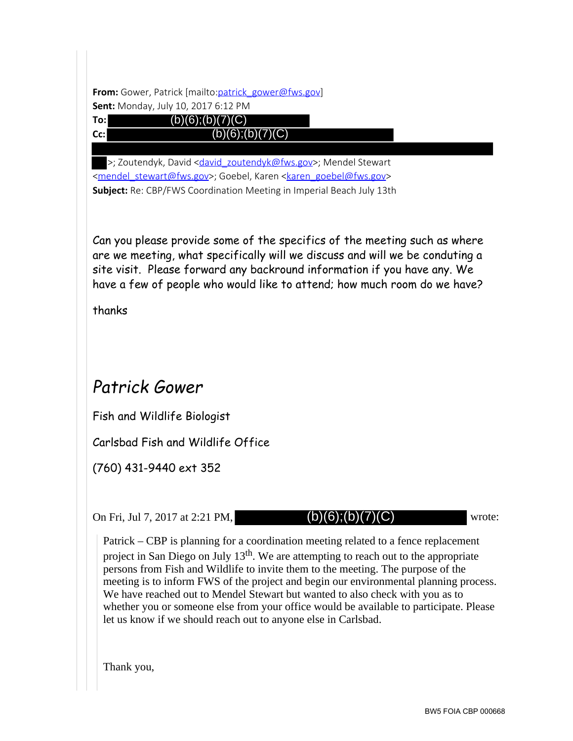**From:** Gower, Patrick [mailto:patrick_gower@fws.gov]
**Sent:** Monday, July 10, 2017 6:12 PM
**To:** (b)(6);(b)(7)(C)
**Cc:** (b)(6);(b)(7)(C)

>; Zoutendyk, David <david_zoutendyk@fws.gov>; Mendel Stewart <mendel_stewart@fws.gov>; Goebel, Karen <karen_goebel@fws.gov>
**Subject:** Re: CBP/FWS Coordination Meeting in Imperial Beach July 13th

Can you please provide some of the specifics of the meeting such as where are we meeting, what specifically will we discuss and will we be conduting a site visit. Please forward any backround information if you have any. We have a few of people who would like to attend; how much room do we have?

thanks

*Patrick Gower*

Fish and Wildlife Biologist

Carlsbad Fish and Wildlife Office

(760) 431-9440 ext 352

On Fri, Jul 7, 2017 at 2:21 PM, (b)(6);(b)(7)(C) wrote:

> Patrick – CBP is planning for a coordination meeting related to a fence replacement project in San Diego on July 13th. We are attempting to reach out to the appropriate persons from Fish and Wildlife to invite them to the meeting. The purpose of the meeting is to inform FWS of the project and begin our environmental planning process. We have reached out to Mendel Stewart but wanted to also check with you as to whether you or someone else from your office would be available to participate. Please let us know if we should reach out to anyone else in Carlsbad.
>
> Thank you,

BW5 FOIA CBP 000668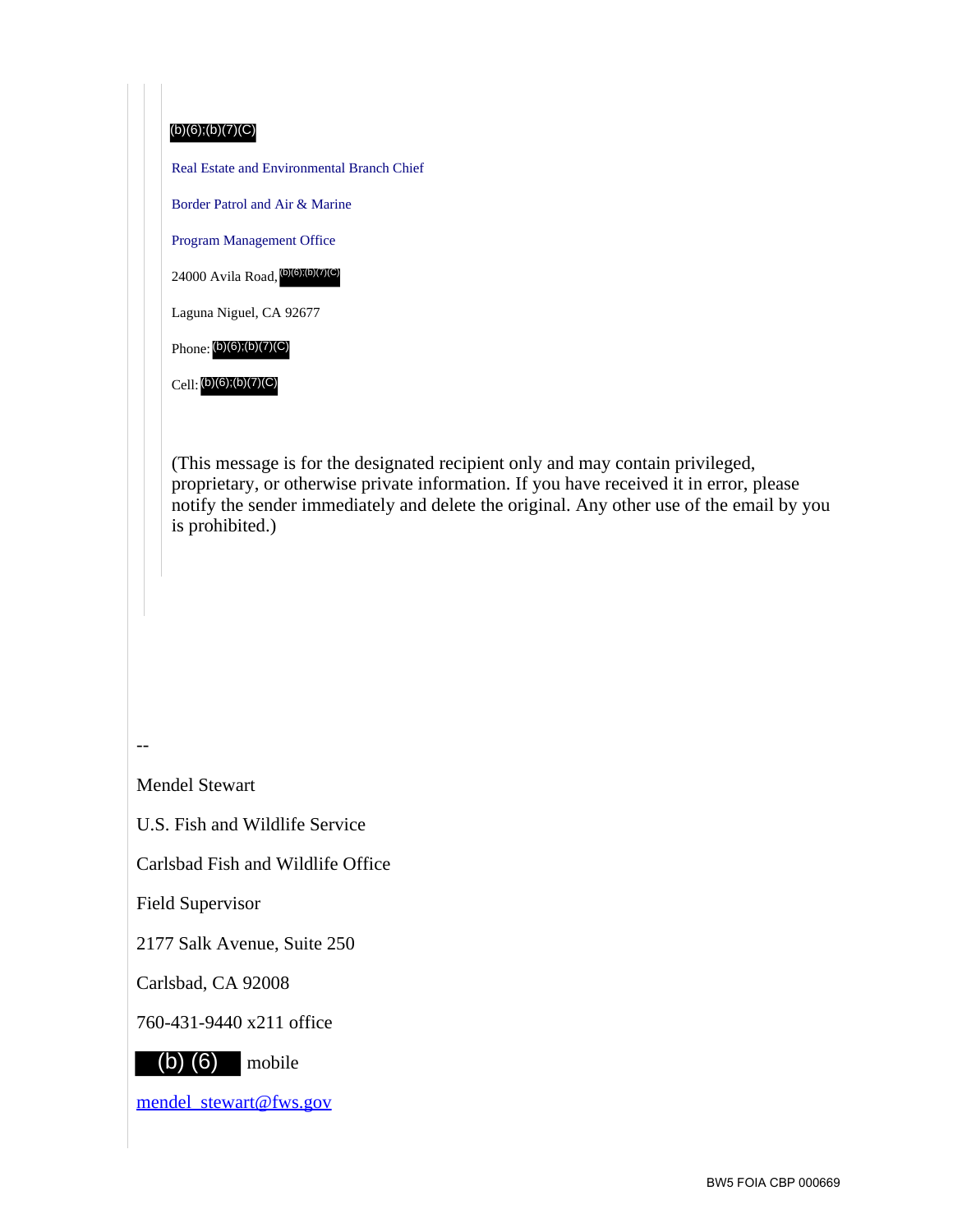(b)(6);(b)(7)(C)

Real Estate and Environmental Branch Chief

Border Patrol and Air & Marine

Program Management Office

24000 Avila Road, (b)(6);(b)(7)(C)

Laguna Niguel, CA 92677

Phone: (b)(6);(b)(7)(C)

Cell: (b)(6);(b)(7)(C)

(This message is for the designated recipient only and may contain privileged, proprietary, or otherwise private information. If you have received it in error, please notify the sender immediately and delete the original. Any other use of the email by you is prohibited.)

--

Mendel Stewart

U.S. Fish and Wildlife Service

Carlsbad Fish and Wildlife Office

Field Supervisor

2177 Salk Avenue, Suite 250

Carlsbad, CA 92008

760-431-9440 x211 office

(b) (6) mobile

mendel_stewart@fws.gov

BW5 FOIA CBP 000669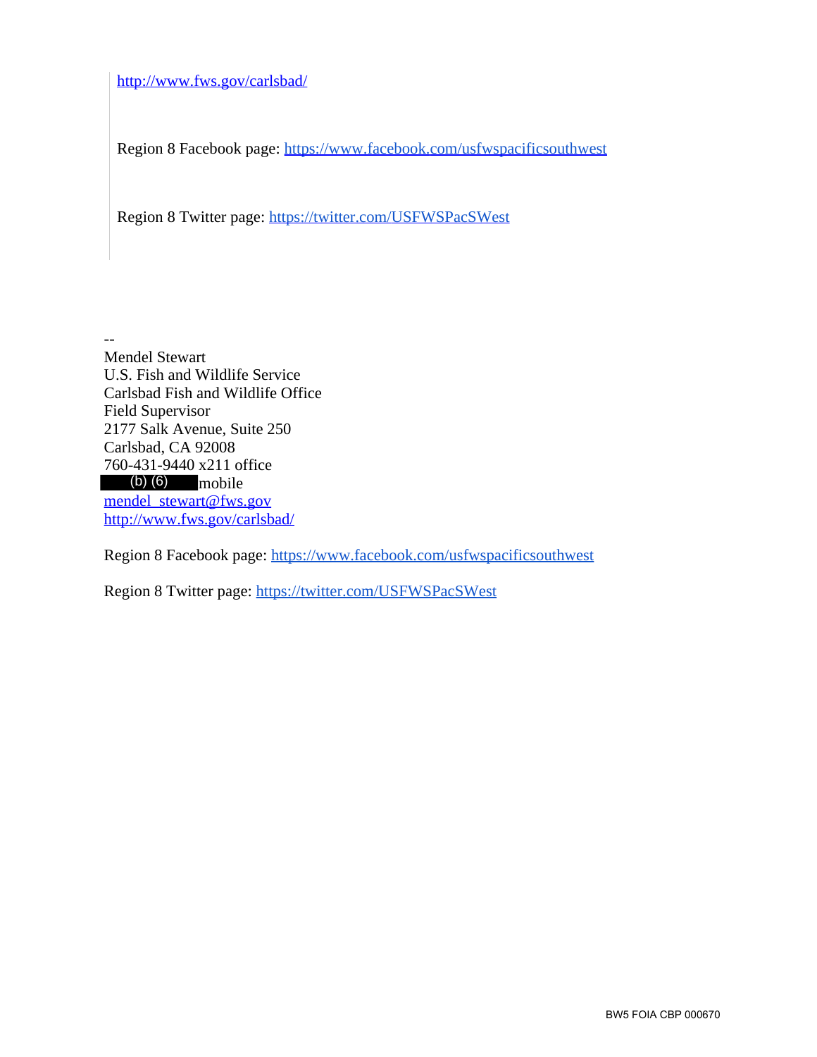http://www.fws.gov/carlsbad/

Region 8 Facebook page: https://www.facebook.com/usfwspacificsouthwest

Region 8 Twitter page: https://twitter.com/USFWSPacSWest

--
Mendel Stewart
U.S. Fish and Wildlife Service
Carlsbad Fish and Wildlife Office
Field Supervisor
2177 Salk Avenue, Suite 250
Carlsbad, CA 92008
760-431-9440 x211 office
(b) (6) mobile
mendel_stewart@fws.gov
http://www.fws.gov/carlsbad/

Region 8 Facebook page: https://www.facebook.com/usfwspacificsouthwest

Region 8 Twitter page: https://twitter.com/USFWSPacSWest

BW5 FOIA CBP 000670